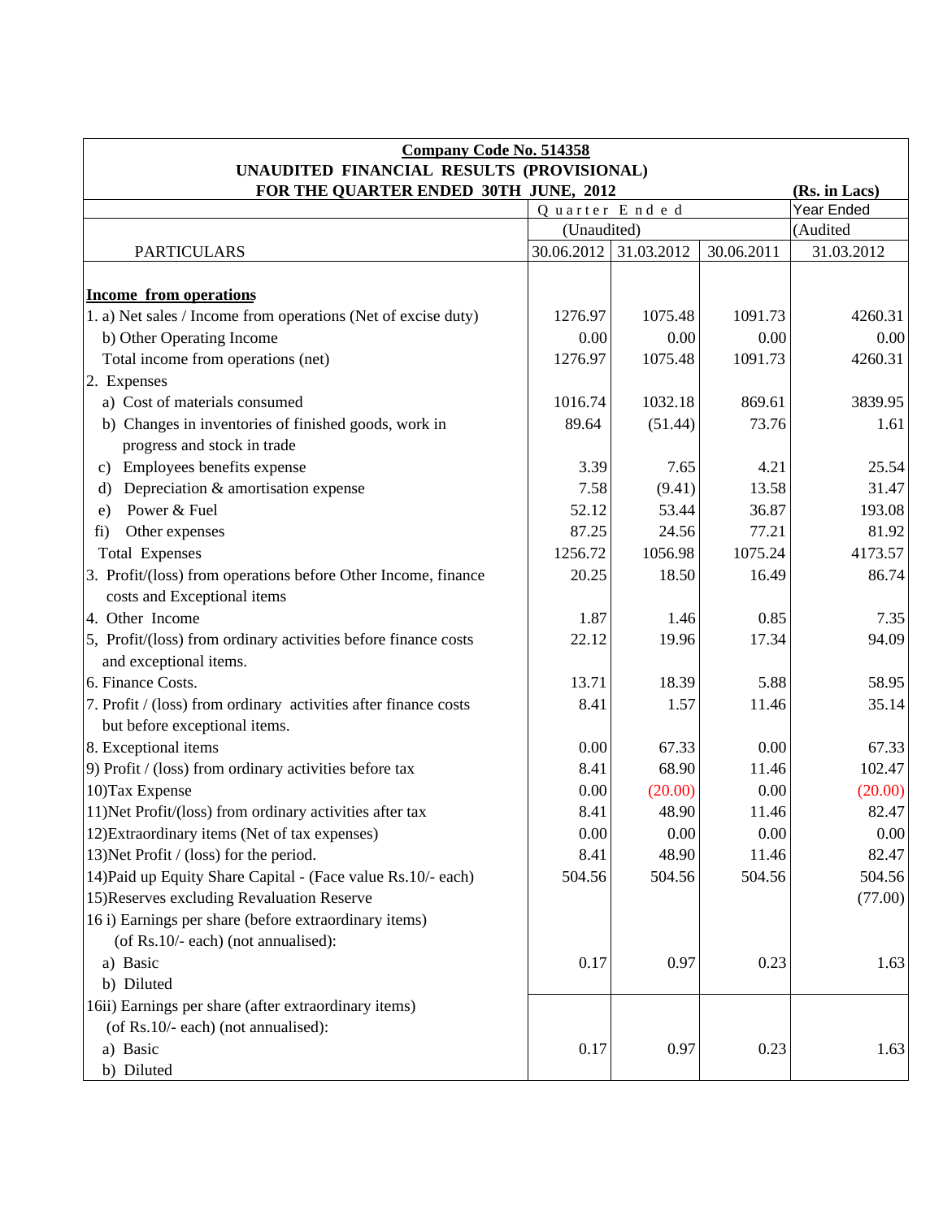**Company Code No. 514358**

**UNAUDITED FINANCIAL RESULTS (PROVISIONAL)**

**FOR THE QUARTER ENDED 30TH JUNE, 2012** **(Rs. in Lacs)**

| PARTICULARS | Quarter Ended | | | Year Ended |
|---|---|---|---|---|
| | (Unaudited) | | | (Audited |
| | 30.06.2012 | 31.03.2012 | 30.06.2011 | 31.03.2012 |
| **Income from operations** | | | | |
| 1. a) Net sales / Income from operations (Net of excise duty) | 1276.97 | 1075.48 | 1091.73 | 4260.31 |
| b) Other Operating Income | 0.00 | 0.00 | 0.00 | 0.00 |
| Total income from operations (net) | 1276.97 | 1075.48 | 1091.73 | 4260.31 |
| 2. Expenses | | | | |
| a) Cost of materials consumed | 1016.74 | 1032.18 | 869.61 | 3839.95 |
| b) Changes in inventories of finished goods, work in progress and stock in trade | 89.64 | (51.44) | 73.76 | 1.61 |
| c) Employees benefits expense | 3.39 | 7.65 | 4.21 | 25.54 |
| d) Depreciation & amortisation expense | 7.58 | (9.41) | 13.58 | 31.47 |
| e) Power & Fuel | 52.12 | 53.44 | 36.87 | 193.08 |
| fi) Other expenses | 87.25 | 24.56 | 77.21 | 81.92 |
| Total Expenses | 1256.72 | 1056.98 | 1075.24 | 4173.57 |
| 3. Profit/(loss) from operations before Other Income, finance costs and Exceptional items | 20.25 | 18.50 | 16.49 | 86.74 |
| 4. Other Income | 1.87 | 1.46 | 0.85 | 7.35 |
| 5, Profit/(loss) from ordinary activities before finance costs and exceptional items. | 22.12 | 19.96 | 17.34 | 94.09 |
| 6. Finance Costs. | 13.71 | 18.39 | 5.88 | 58.95 |
| 7. Profit / (loss) from ordinary activities after finance costs but before exceptional items. | 8.41 | 1.57 | 11.46 | 35.14 |
| 8. Exceptional items | 0.00 | 67.33 | 0.00 | 67.33 |
| 9) Profit / (loss) from ordinary activities before tax | 8.41 | 68.90 | 11.46 | 102.47 |
| 10)Tax Expense | 0.00 | (20.00) | 0.00 | (20.00) |
| 11)Net Profit/(loss) from ordinary activities after tax | 8.41 | 48.90 | 11.46 | 82.47 |
| 12)Extraordinary items (Net of tax expenses) | 0.00 | 0.00 | 0.00 | 0.00 |
| 13)Net Profit / (loss) for the period. | 8.41 | 48.90 | 11.46 | 82.47 |
| 14)Paid up Equity Share Capital - (Face value Rs.10/- each) | 504.56 | 504.56 | 504.56 | 504.56 |
| 15)Reserves excluding Revaluation Reserve | | | | (77.00) |
| 16 i) Earnings per share (before extraordinary items) (of Rs.10/- each) (not annualised): | | | | |
| a) Basic | 0.17 | 0.97 | 0.23 | 1.63 |
| b) Diluted | | | | |
| 16ii) Earnings per share (after extraordinary items) (of Rs.10/- each) (not annualised): | | | | |
| a) Basic | 0.17 | 0.97 | 0.23 | 1.63 |
| b) Diluted | | | | |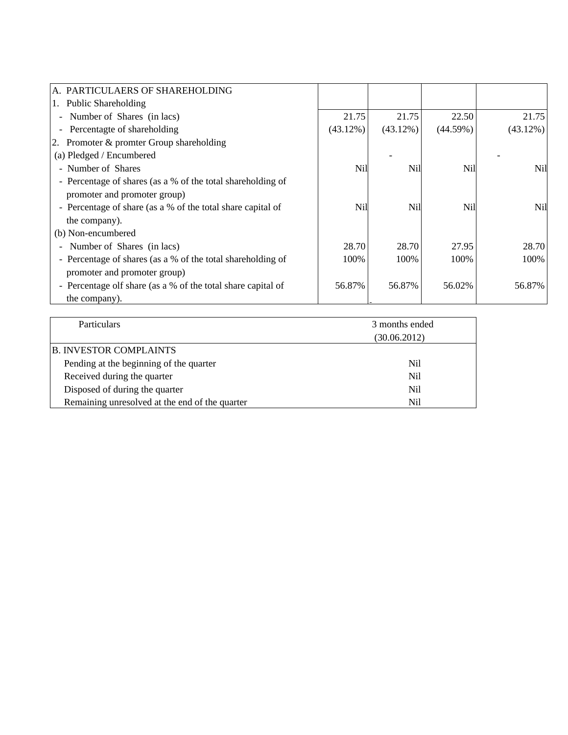| | | | | |
|---|---|---|---|---|
| A. PARTICULAERS OF SHAREHOLDING | | | | |
| 1. Public Shareholding | | | | |
| - Number of Shares (in lacs) | 21.75 | 21.75 | 22.50 | 21.75 |
| - Percentagte of shareholding | (43.12%) | (43.12%) | (44.59%) | (43.12%) |
| 2. Promoter & promter Group shareholding | | | | |
| (a) Pledged / Encumbered | | - | | - |
| - Number of Shares | Nil | Nil | Nil | Nil |
| - Percentage of shares (as a % of the total shareholding of promoter and promoter group) | | | | |
| - Percentage of share (as a % of the total share capital of the company). | Nil | Nil | Nil | Nil |
| (b) Non-encumbered | | | | |
| - Number of Shares (in lacs) | 28.70 | 28.70 | 27.95 | 28.70 |
| - Percentage of shares (as a % of the total shareholding of promoter and promoter group) | 100% | 100% | 100% | 100% |
| - Percentage olf share (as a % of the total share capital of the company). | 56.87% | 56.87% | 56.02% | 56.87% |

| Particulars | 3 months ended (30.06.2012) |
|---|---|
| B. INVESTOR COMPLAINTS | |
| Pending at the beginning of the quarter | Nil |
| Received during the quarter | Nil |
| Disposed of during the quarter | Nil |
| Remaining unresolved at the end of the quarter | Nil |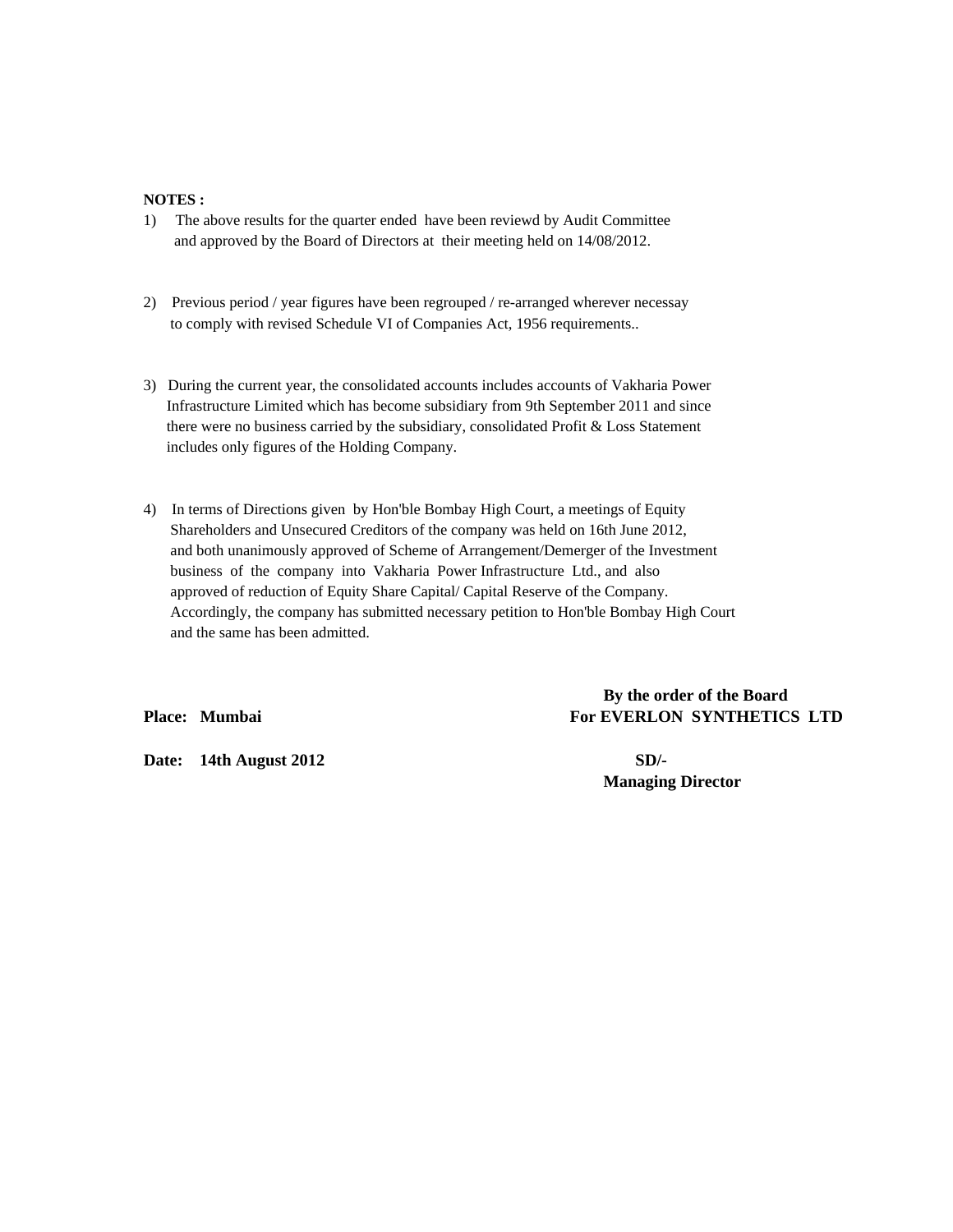**NOTES :**

1) The above results for the quarter ended have been reviewd by Audit Committee and approved by the Board of Directors at their meeting held on 14/08/2012.

2) Previous period / year figures have been regrouped / re-arranged wherever necessay to comply with revised Schedule VI of Companies Act, 1956 requirements..

3) During the current year, the consolidated accounts includes accounts of Vakharia Power Infrastructure Limited which has become subsidiary from 9th September 2011 and since there were no business carried by the subsidiary, consolidated Profit & Loss Statement includes only figures of the Holding Company.

4) In terms of Directions given by Hon'ble Bombay High Court, a meetings of Equity Shareholders and Unsecured Creditors of the company was held on 16th June 2012, and both unanimously approved of Scheme of Arrangement/Demerger of the Investment business of the company into Vakharia Power Infrastructure Ltd., and also approved of reduction of Equity Share Capital/ Capital Reserve of the Company. Accordingly, the company has submitted necessary petition to Hon'ble Bombay High Court and the same has been admitted.

**By the order of the Board**

**Place: Mumbai** **For EVERLON SYNTHETICS LTD**

**Date: 14th August 2012** **SD/-**

**Managing Director**